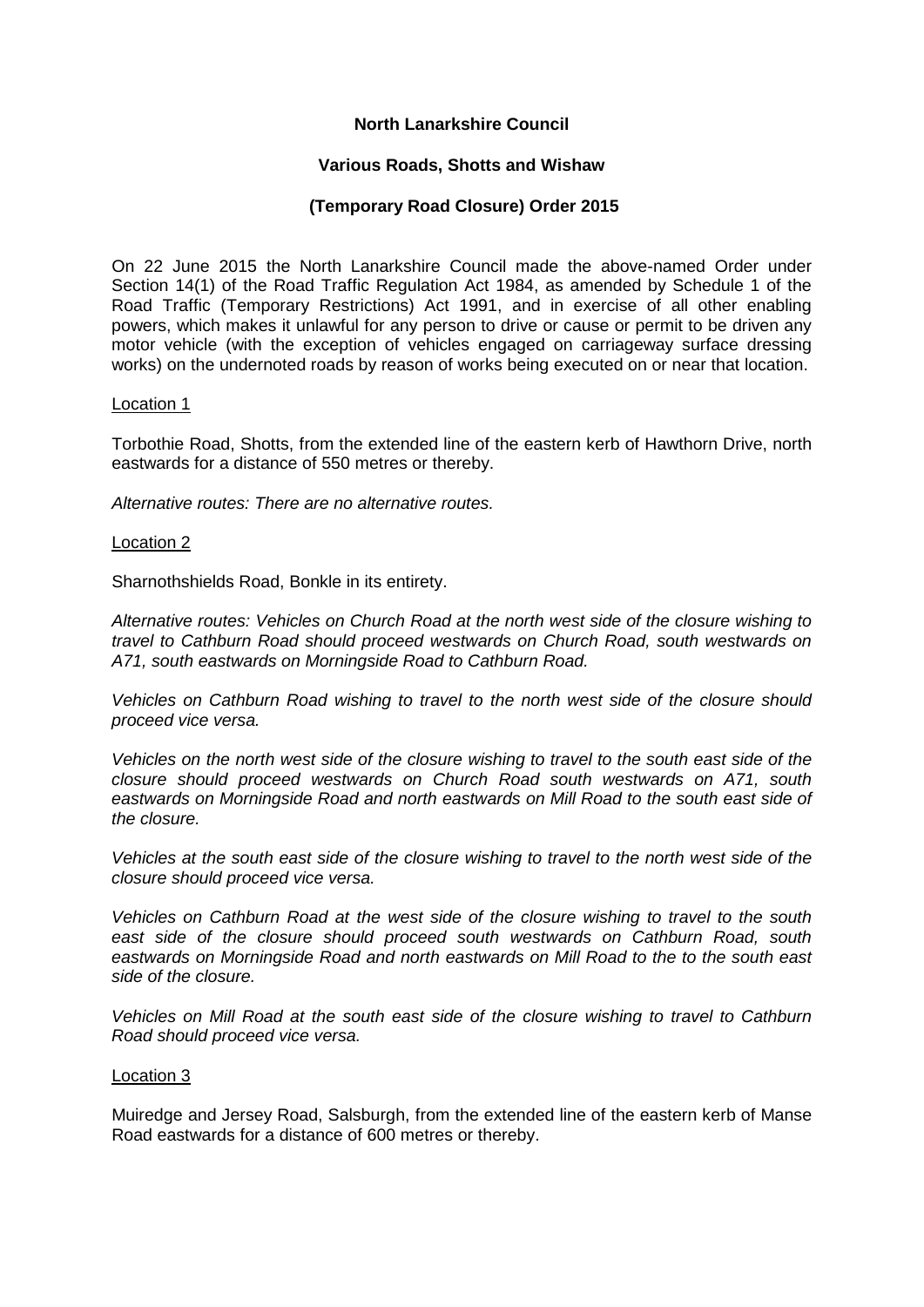**North Lanarkshire Council**

**Various Roads, Shotts and Wishaw**

**(Temporary Road Closure) Order 2015**

On 22 June 2015 the North Lanarkshire Council made the above-named Order under Section 14(1) of the Road Traffic Regulation Act 1984, as amended by Schedule 1 of the Road Traffic (Temporary Restrictions) Act 1991, and in exercise of all other enabling powers, which makes it unlawful for any person to drive or cause or permit to be driven any motor vehicle (with the exception of vehicles engaged on carriageway surface dressing works) on the undernoted roads by reason of works being executed on or near that location.

Location 1

Torbothie Road, Shotts, from the extended line of the eastern kerb of Hawthorn Drive, north eastwards for a distance of 550 metres or thereby.

*Alternative routes: There are no alternative routes.*

Location 2

Sharnothshields Road, Bonkle in its entirety.

*Alternative routes: Vehicles on Church Road at the north west side of the closure wishing to travel to Cathburn Road should proceed westwards on Church Road, south westwards on A71, south eastwards on Morningside Road to Cathburn Road.*

*Vehicles on Cathburn Road wishing to travel to the north west side of the closure should proceed vice versa.*

*Vehicles on the north west side of the closure wishing to travel to the south east side of the closure should proceed westwards on Church Road south westwards on A71, south eastwards on Morningside Road and north eastwards on Mill Road to the south east side of the closure.*

*Vehicles at the south east side of the closure wishing to travel to the north west side of the closure should proceed vice versa.*

*Vehicles on Cathburn Road at the west side of the closure wishing to travel to the south east side of the closure should proceed south westwards on Cathburn Road, south eastwards on Morningside Road and north eastwards on Mill Road to the to the south east side of the closure.*

*Vehicles on Mill Road at the south east side of the closure wishing to travel to Cathburn Road should proceed vice versa.*

Location 3

Muiredge and Jersey Road, Salsburgh, from the extended line of the eastern kerb of Manse Road eastwards for a distance of 600 metres or thereby.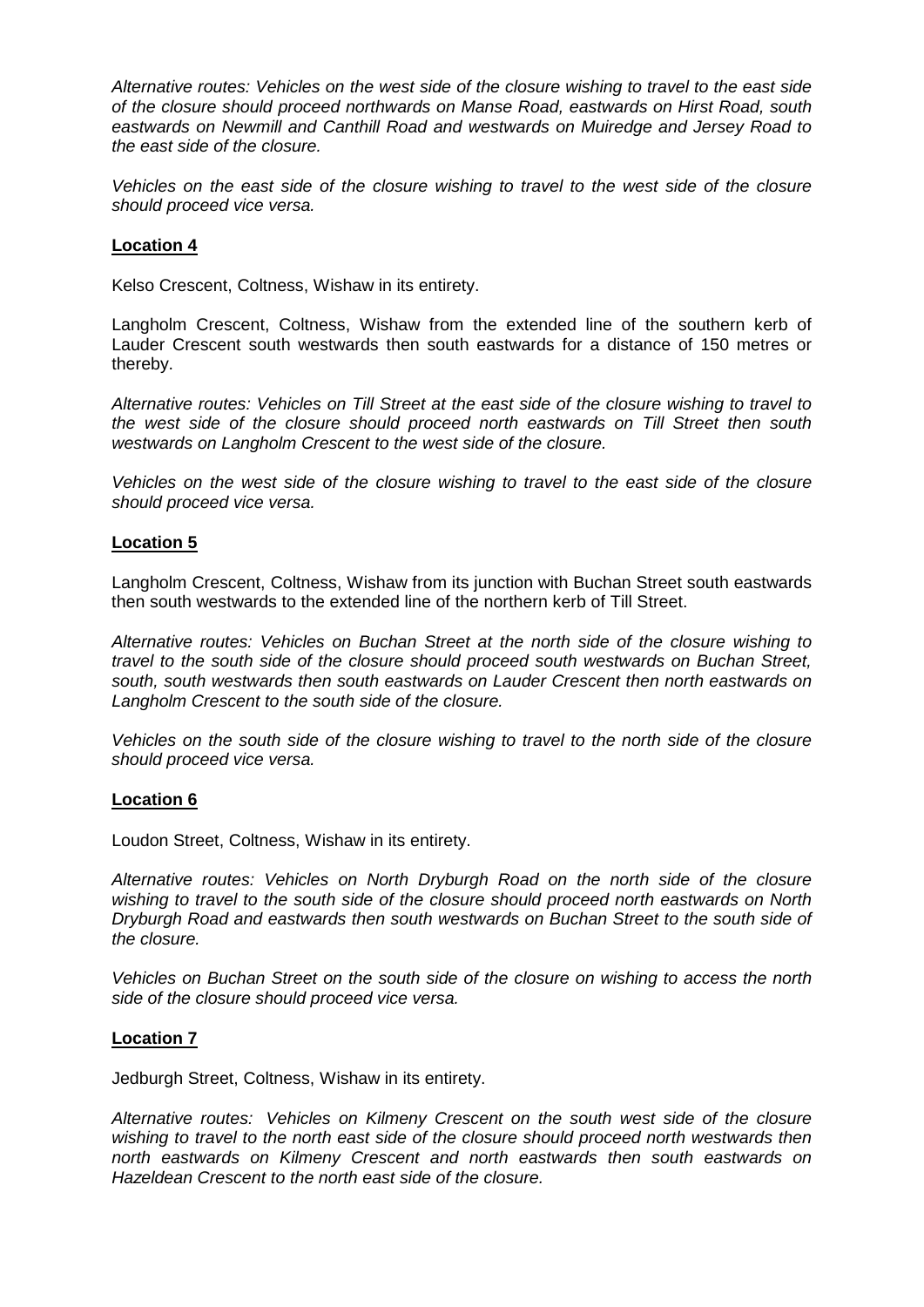*Alternative routes: Vehicles on the west side of the closure wishing to travel to the east side of the closure should proceed northwards on Manse Road, eastwards on Hirst Road, south eastwards on Newmill and Canthill Road and westwards on Muiredge and Jersey Road to the east side of the closure.*

*Vehicles on the east side of the closure wishing to travel to the west side of the closure should proceed vice versa.*

**Location 4**

Kelso Crescent, Coltness, Wishaw in its entirety.

Langholm Crescent, Coltness, Wishaw from the extended line of the southern kerb of Lauder Crescent south westwards then south eastwards for a distance of 150 metres or thereby.

*Alternative routes: Vehicles on Till Street at the east side of the closure wishing to travel to the west side of the closure should proceed north eastwards on Till Street then south westwards on Langholm Crescent to the west side of the closure.*

*Vehicles on the west side of the closure wishing to travel to the east side of the closure should proceed vice versa.*

**Location 5**

Langholm Crescent, Coltness, Wishaw from its junction with Buchan Street south eastwards then south westwards to the extended line of the northern kerb of Till Street.

*Alternative routes: Vehicles on Buchan Street at the north side of the closure wishing to travel to the south side of the closure should proceed south westwards on Buchan Street, south, south westwards then south eastwards on Lauder Crescent then north eastwards on Langholm Crescent to the south side of the closure.*

*Vehicles on the south side of the closure wishing to travel to the north side of the closure should proceed vice versa.*

**Location 6**

Loudon Street, Coltness, Wishaw in its entirety.

*Alternative routes: Vehicles on North Dryburgh Road on the north side of the closure wishing to travel to the south side of the closure should proceed north eastwards on North Dryburgh Road and eastwards then south westwards on Buchan Street to the south side of the closure.*

*Vehicles on Buchan Street on the south side of the closure on wishing to access the north side of the closure should proceed vice versa.*

**Location 7**

Jedburgh Street, Coltness, Wishaw in its entirety.

*Alternative routes: Vehicles on Kilmeny Crescent on the south west side of the closure wishing to travel to the north east side of the closure should proceed north westwards then north eastwards on Kilmeny Crescent and north eastwards then south eastwards on Hazeldean Crescent to the north east side of the closure.*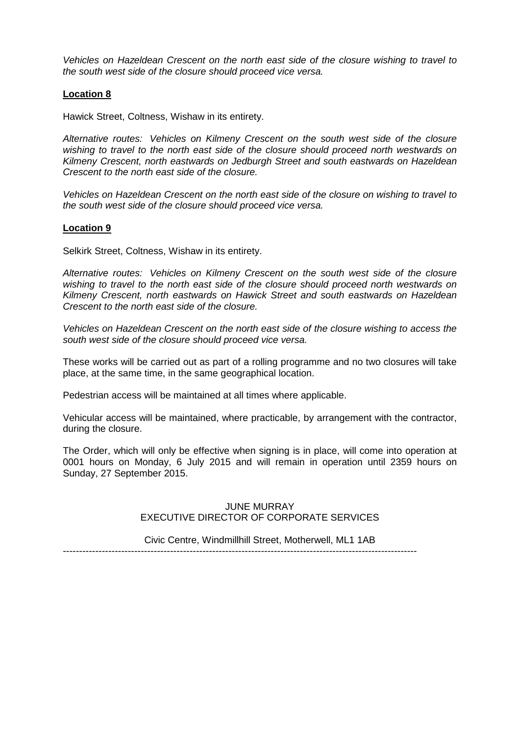*Vehicles on Hazeldean Crescent on the north east side of the closure wishing to travel to the south west side of the closure should proceed vice versa.*

**Location 8**

Hawick Street, Coltness, Wishaw in its entirety.

*Alternative routes: Vehicles on Kilmeny Crescent on the south west side of the closure wishing to travel to the north east side of the closure should proceed north westwards on Kilmeny Crescent, north eastwards on Jedburgh Street and south eastwards on Hazeldean Crescent to the north east side of the closure.*

*Vehicles on Hazeldean Crescent on the north east side of the closure on wishing to travel to the south west side of the closure should proceed vice versa.*

**Location 9**

Selkirk Street, Coltness, Wishaw in its entirety.

*Alternative routes: Vehicles on Kilmeny Crescent on the south west side of the closure wishing to travel to the north east side of the closure should proceed north westwards on Kilmeny Crescent, north eastwards on Hawick Street and south eastwards on Hazeldean Crescent to the north east side of the closure.*

*Vehicles on Hazeldean Crescent on the north east side of the closure wishing to access the south west side of the closure should proceed vice versa.*

These works will be carried out as part of a rolling programme and no two closures will take place, at the same time, in the same geographical location.

Pedestrian access will be maintained at all times where applicable.

Vehicular access will be maintained, where practicable, by arrangement with the contractor, during the closure.

The Order, which will only be effective when signing is in place, will come into operation at 0001 hours on Monday, 6 July 2015 and will remain in operation until 2359 hours on Sunday, 27 September 2015.

JUNE MURRAY
EXECUTIVE DIRECTOR OF CORPORATE SERVICES

Civic Centre, Windmillhill Street, Motherwell, ML1 1AB

---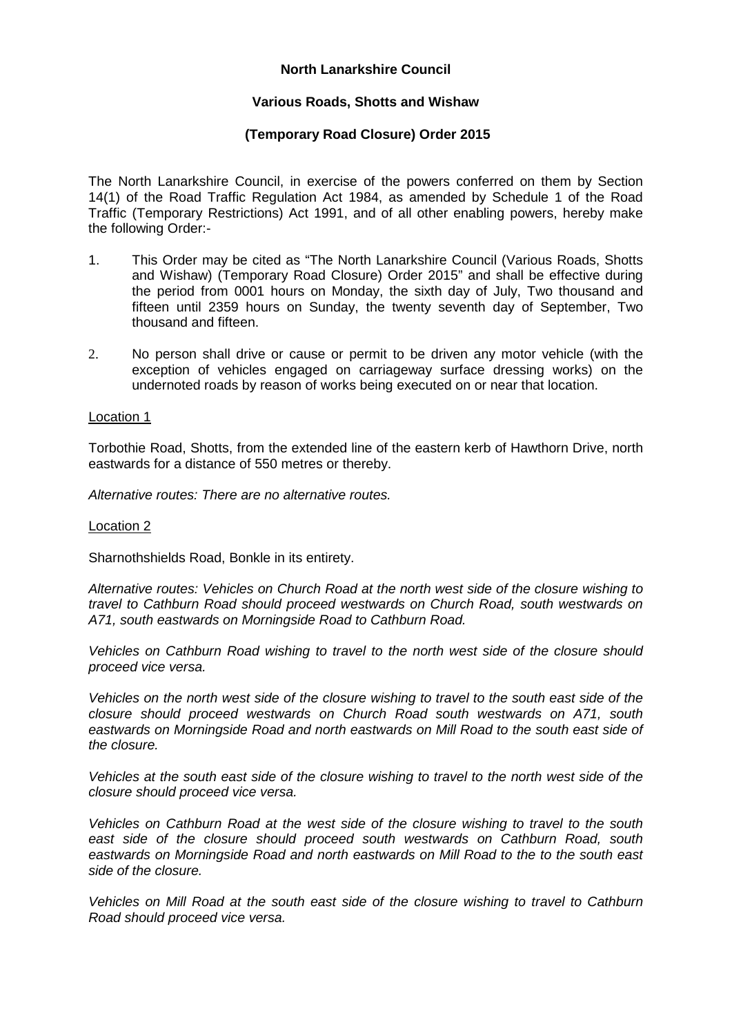**North Lanarkshire Council**

**Various Roads, Shotts and Wishaw**

**(Temporary Road Closure) Order 2015**

The North Lanarkshire Council, in exercise of the powers conferred on them by Section 14(1) of the Road Traffic Regulation Act 1984, as amended by Schedule 1 of the Road Traffic (Temporary Restrictions) Act 1991, and of all other enabling powers, hereby make the following Order:-

1. This Order may be cited as "The North Lanarkshire Council (Various Roads, Shotts and Wishaw) (Temporary Road Closure) Order 2015" and shall be effective during the period from 0001 hours on Monday, the sixth day of July, Two thousand and fifteen until 2359 hours on Sunday, the twenty seventh day of September, Two thousand and fifteen.

2. No person shall drive or cause or permit to be driven any motor vehicle (with the exception of vehicles engaged on carriageway surface dressing works) on the undernoted roads by reason of works being executed on or near that location.

<u>Location 1</u>

Torbothie Road, Shotts, from the extended line of the eastern kerb of Hawthorn Drive, north eastwards for a distance of 550 metres or thereby.

*Alternative routes: There are no alternative routes.*

<u>Location 2</u>

Sharnothshields Road, Bonkle in its entirety.

*Alternative routes: Vehicles on Church Road at the north west side of the closure wishing to travel to Cathburn Road should proceed westwards on Church Road, south westwards on A71, south eastwards on Morningside Road to Cathburn Road.*

*Vehicles on Cathburn Road wishing to travel to the north west side of the closure should proceed vice versa.*

*Vehicles on the north west side of the closure wishing to travel to the south east side of the closure should proceed westwards on Church Road south westwards on A71, south eastwards on Morningside Road and north eastwards on Mill Road to the south east side of the closure.*

*Vehicles at the south east side of the closure wishing to travel to the north west side of the closure should proceed vice versa.*

*Vehicles on Cathburn Road at the west side of the closure wishing to travel to the south east side of the closure should proceed south westwards on Cathburn Road, south eastwards on Morningside Road and north eastwards on Mill Road to the to the south east side of the closure.*

*Vehicles on Mill Road at the south east side of the closure wishing to travel to Cathburn Road should proceed vice versa.*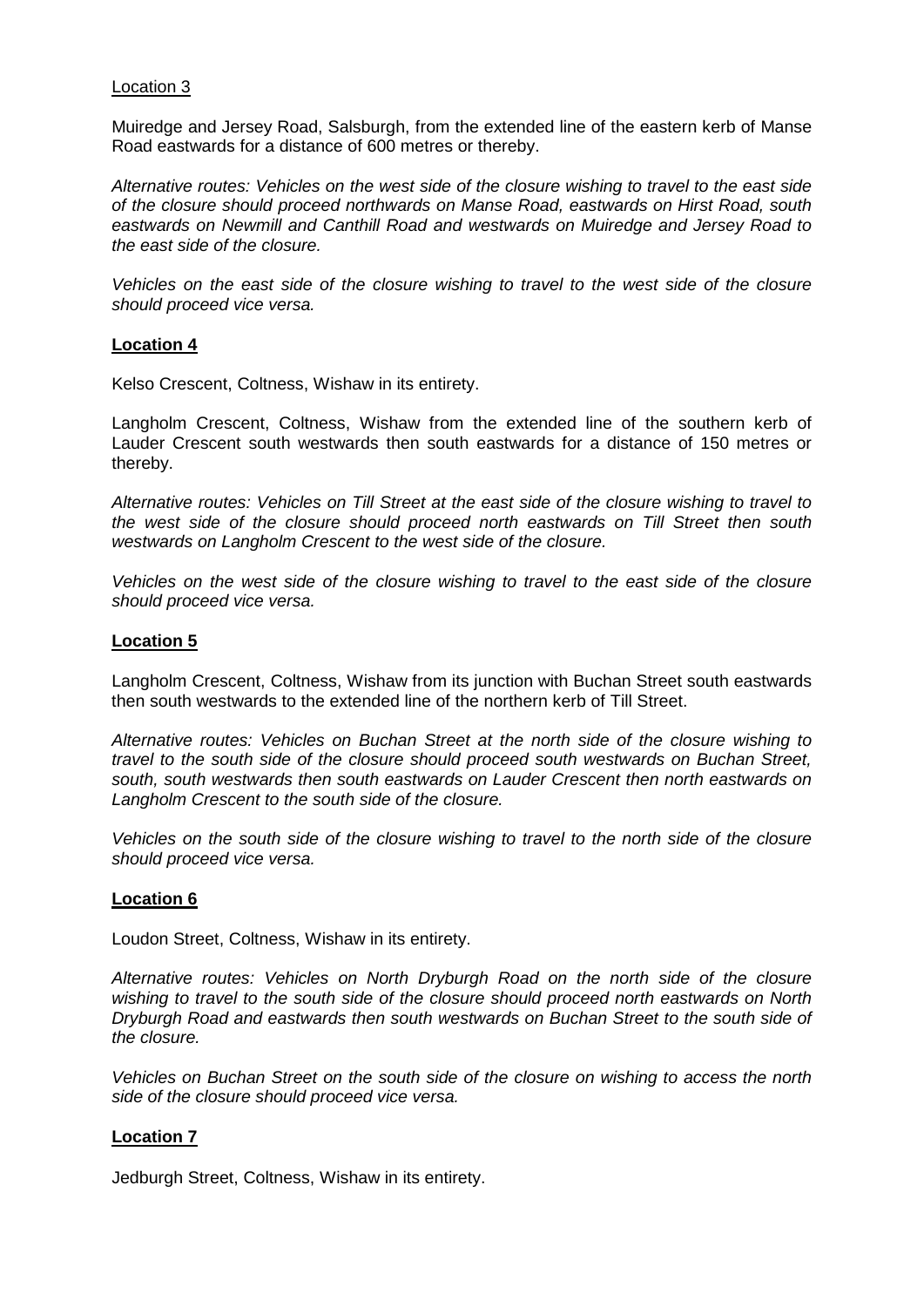Location 3

Muiredge and Jersey Road, Salsburgh, from the extended line of the eastern kerb of Manse Road eastwards for a distance of 600 metres or thereby.

*Alternative routes: Vehicles on the west side of the closure wishing to travel to the east side of the closure should proceed northwards on Manse Road, eastwards on Hirst Road, south eastwards on Newmill and Canthill Road and westwards on Muiredge and Jersey Road to the east side of the closure.*

*Vehicles on the east side of the closure wishing to travel to the west side of the closure should proceed vice versa.*

**Location 4**

Kelso Crescent, Coltness, Wishaw in its entirety.

Langholm Crescent, Coltness, Wishaw from the extended line of the southern kerb of Lauder Crescent south westwards then south eastwards for a distance of 150 metres or thereby.

*Alternative routes: Vehicles on Till Street at the east side of the closure wishing to travel to the west side of the closure should proceed north eastwards on Till Street then south westwards on Langholm Crescent to the west side of the closure.*

*Vehicles on the west side of the closure wishing to travel to the east side of the closure should proceed vice versa.*

**Location 5**

Langholm Crescent, Coltness, Wishaw from its junction with Buchan Street south eastwards then south westwards to the extended line of the northern kerb of Till Street.

*Alternative routes: Vehicles on Buchan Street at the north side of the closure wishing to travel to the south side of the closure should proceed south westwards on Buchan Street, south, south westwards then south eastwards on Lauder Crescent then north eastwards on Langholm Crescent to the south side of the closure.*

*Vehicles on the south side of the closure wishing to travel to the north side of the closure should proceed vice versa.*

**Location 6**

Loudon Street, Coltness, Wishaw in its entirety.

*Alternative routes: Vehicles on North Dryburgh Road on the north side of the closure wishing to travel to the south side of the closure should proceed north eastwards on North Dryburgh Road and eastwards then south westwards on Buchan Street to the south side of the closure.*

*Vehicles on Buchan Street on the south side of the closure on wishing to access the north side of the closure should proceed vice versa.*

**Location 7**

Jedburgh Street, Coltness, Wishaw in its entirety.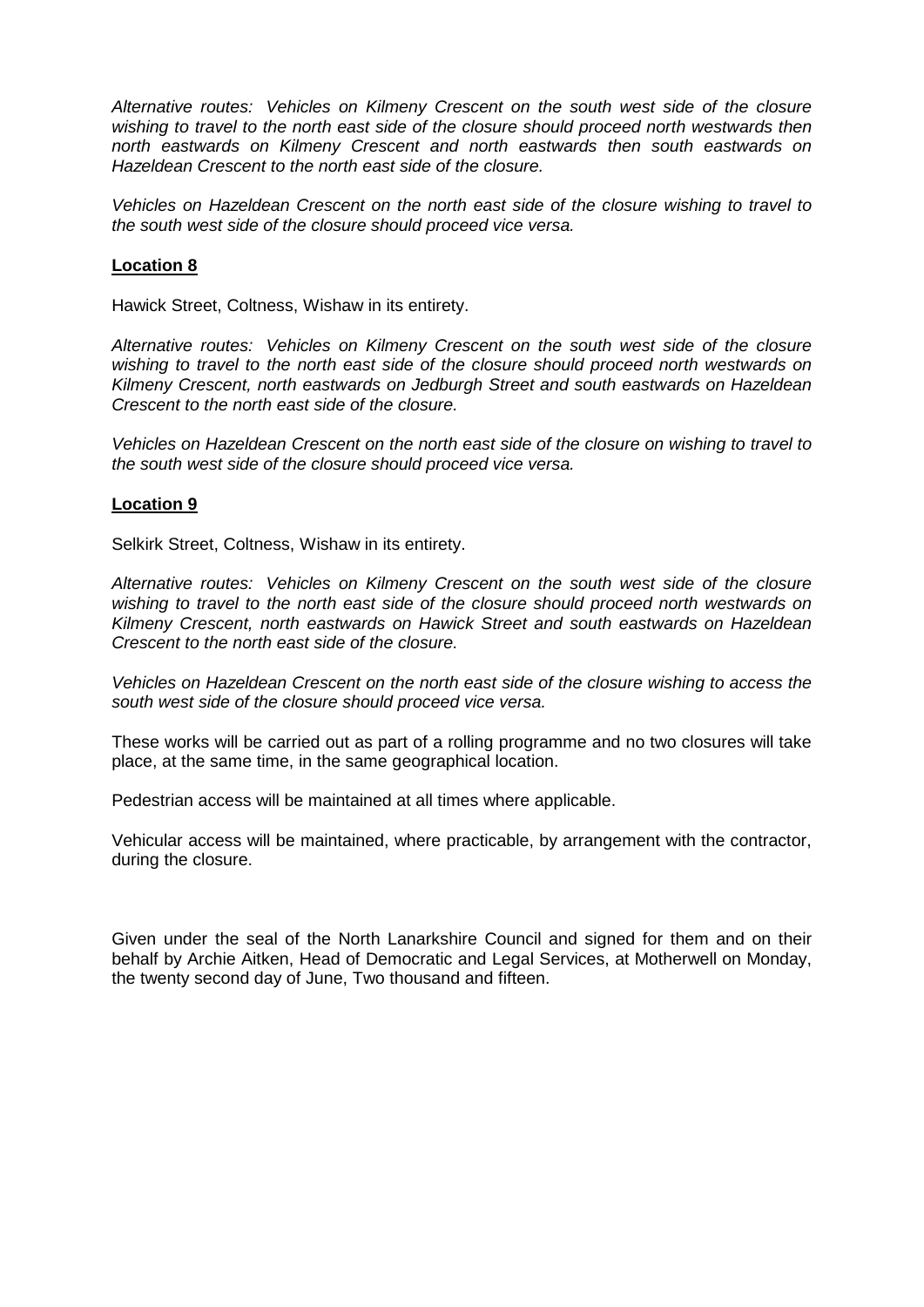*Alternative routes: Vehicles on Kilmeny Crescent on the south west side of the closure wishing to travel to the north east side of the closure should proceed north westwards then north eastwards on Kilmeny Crescent and north eastwards then south eastwards on Hazeldean Crescent to the north east side of the closure.*

*Vehicles on Hazeldean Crescent on the north east side of the closure wishing to travel to the south west side of the closure should proceed vice versa.*

**Location 8**

Hawick Street, Coltness, Wishaw in its entirety.

*Alternative routes: Vehicles on Kilmeny Crescent on the south west side of the closure wishing to travel to the north east side of the closure should proceed north westwards on Kilmeny Crescent, north eastwards on Jedburgh Street and south eastwards on Hazeldean Crescent to the north east side of the closure.*

*Vehicles on Hazeldean Crescent on the north east side of the closure on wishing to travel to the south west side of the closure should proceed vice versa.*

**Location 9**

Selkirk Street, Coltness, Wishaw in its entirety.

*Alternative routes: Vehicles on Kilmeny Crescent on the south west side of the closure wishing to travel to the north east side of the closure should proceed north westwards on Kilmeny Crescent, north eastwards on Hawick Street and south eastwards on Hazeldean Crescent to the north east side of the closure.*

*Vehicles on Hazeldean Crescent on the north east side of the closure wishing to access the south west side of the closure should proceed vice versa.*

These works will be carried out as part of a rolling programme and no two closures will take place, at the same time, in the same geographical location.

Pedestrian access will be maintained at all times where applicable.

Vehicular access will be maintained, where practicable, by arrangement with the contractor, during the closure.

Given under the seal of the North Lanarkshire Council and signed for them and on their behalf by Archie Aitken, Head of Democratic and Legal Services, at Motherwell on Monday, the twenty second day of June, Two thousand and fifteen.